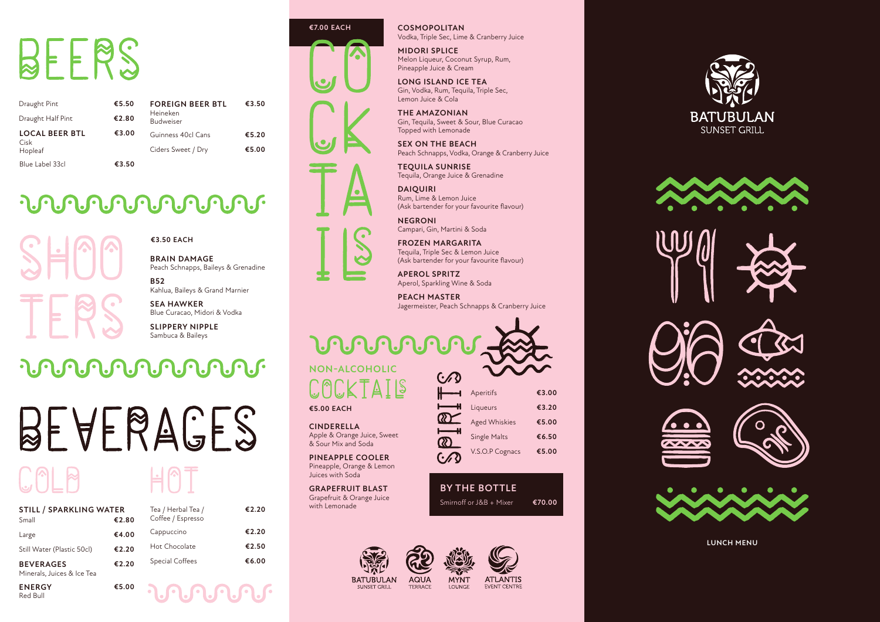# BEERS

| | |
|---|---|
| Draught Pint | €5.50 |
| Draught Half Pint | €2.80 |
| **LOCAL BEER BTL** Cisk, Hopleaf | €3.00 |
| Blue Label 33cl | €3.50 |
| **FOREIGN BEER BTL** Heineken, Budweiser | €3.50 |
| Guinness 40cl Cans | €5.20 |
| Ciders Sweet / Dry | €5.00 |

# SHOOTERS

**€3.50 EACH**

**BRAIN DAMAGE**
Peach Schnapps, Baileys & Grenadine

**B52**
Kahlua, Baileys & Grand Marnier

**SEA HAWKER**
Blue Curacao, Midori & Vodka

**SLIPPERY NIPPLE**
Sambuca & Baileys

# BEVERAGES

## COLD

| | |
|---|---|
| **STILL / SPARKLING WATER** | |
| Small | €2.80 |
| Large | €4.00 |
| Still Water (Plastic 50cl) | €2.20 |
| **BEVERAGES** Minerals, Juices & Ice Tea | €2.20 |
| **ENERGY** Red Bull | €5.00 |

## HOT

| | |
|---|---|
| Tea / Herbal Tea / Coffee / Espresso | €2.20 |
| Cappuccino | €2.20 |
| Hot Chocolate | €2.50 |
| Special Coffees | €6.00 |

# COCKTAILS

**€7.00 EACH**

**COSMOPOLITAN**
Vodka, Triple Sec, Lime & Cranberry Juice

**MIDORI SPLICE**
Melon Liqueur, Coconut Syrup, Rum, Pineapple Juice & Cream

**LONG ISLAND ICE TEA**
Gin, Vodka, Rum, Tequila, Triple Sec, Lemon Juice & Cola

**THE AMAZONIAN**
Gin, Tequila, Sweet & Sour, Blue Curacao Topped with Lemonade

**SEX ON THE BEACH**
Peach Schnapps, Vodka, Orange & Cranberry Juice

**TEQUILA SUNRISE**
Tequila, Orange Juice & Grenadine

**DAIQUIRI**
Rum, Lime & Lemon Juice
(Ask bartender for your favourite flavour)

**NEGRONI**
Campari, Gin, Martini & Soda

**FROZEN MARGARITA**
Tequila, Triple Sec & Lemon Juice
(Ask bartender for your favourite flavour)

**APEROL SPRITZ**
Aperol, Sparkling Wine & Soda

**PEACH MASTER**
Jagermeister, Peach Schnapps & Cranberry Juice

## NON-ALCOHOLIC COCKTAILS

**€5.00 EACH**

**CINDERELLA**
Apple & Orange Juice, Sweet & Sour Mix and Soda

**PINEAPPLE COOLER**
Pineapple, Orange & Lemon Juices with Soda

**GRAPEFRUIT BLAST**
Grapefruit & Orange Juice with Lemonade

# SPIRITS

| | |
|---|---|
| Aperitifs | €3.00 |
| Liqueurs | €3.20 |
| Aged Whiskies | €5.00 |
| Single Malts | €6.50 |
| V.S.O.P Cognacs | €5.00 |

## BY THE BOTTLE

| | |
|---|---|
| Smirnoff or J&B + Mixer | €70.00 |

BATUBULAN SUNSET GRILL · AQUA TERRACE · MYNT LOUNGE · ATLANTIS EVENT CENTRE

BATUBULAN SUNSET GRILL

LUNCH MENU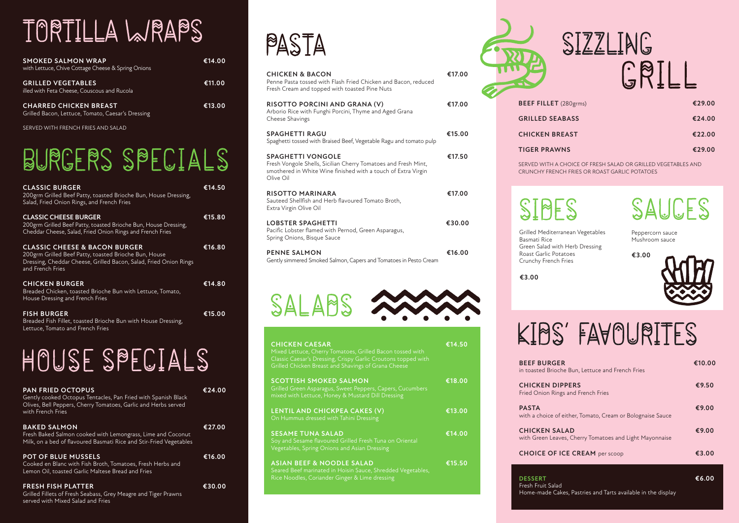# TORTILLA WRAPS

**SMOKED SALMON WRAP** €14.00
with Lettuce, Chive Cottage Cheese & Spring Onions

**GRILLED VEGETABLES** €11.00
illed with Feta Cheese, Couscous and Rucola

**CHARRED CHICKEN BREAST** €13.00
Grilled Bacon, Lettuce, Tomato, Caesar's Dressing

SERVED WITH FRENCH FRIES AND SALAD

# BURGERS SPECIALS

**CLASSIC BURGER** €14.50
200grm Grilled Beef Patty, toasted Brioche Bun, House Dressing, Salad, Fried Onion Rings, and French Fries

**CLASSIC CHEESE BURGER** €15.80
200grm Grilled Beef Patty, toasted Brioche Bun, House Dressing, Cheddar Cheese, Salad, Fried Onion Rings and French Fries

**CLASSIC CHEESE & BACON BURGER** €16.80
200grm Grilled Beef Patty, toasted Brioche Bun, House Dressing, Cheddar Cheese, Grilled Bacon, Salad, Fried Onion Rings and French Fries

**CHICKEN BURGER** €14.80
Breaded Chicken, toasted Brioche Bun with Lettuce, Tomato, House Dressing and French Fries

**FISH BURGER** €15.00
Breaded Fish Fillet, toasted Brioche Bun with House Dressing, Lettuce, Tomato and French Fries

# HOUSE SPECIALS

**PAN FRIED OCTOPUS** €24.00
Gently cooked Octopus Tentacles, Pan Fried with Spanish Black Olives, Bell Peppers, Cherry Tomatoes, Garlic and Herbs served with French Fries

**BAKED SALMON** €27.00
Fresh Baked Salmon cooked with Lemongrass, Lime and Coconut Milk, on a bed of flavoured Basmati Rice and Stir-Fried Vegetables

**POT OF BLUE MUSSELS** €16.00
Cooked en Blanc with Fish Broth, Tomatoes, Fresh Herbs and Lemon Oil, toasted Garlic Maltese Bread and Fries

**FRESH FISH PLATTER** €30.00
Grilled Fillets of Fresh Seabass, Grey Meagre and Tiger Prawns served with Mixed Salad and Fries

# PASTA

**CHICKEN & BACON** €17.00
Penne Pasta tossed with Flash Fried Chicken and Bacon, reduced Fresh Cream and topped with toasted Pine Nuts

**RISOTTO PORCINI AND GRANA (V)** €17.00
Arborio Rice with Funghi Porcini, Thyme and Aged Grana Cheese Shavings

**SPAGHETTI RAGU** €15.00
Spaghetti tossed with Braised Beef, Vegetable Ragu and tomato pulp

**SPAGHETTI VONGOLE** €17.50
Fresh Vongole Shells, Sicilian Cherry Tomatoes and Fresh Mint, smothered in White Wine finished with a touch of Extra Virgin Olive Oil

**RISOTTO MARINARA** €17.00
Sauteed Shellfish and Herb flavoured Tomato Broth, Extra Virgin Olive Oil

**LOBSTER SPAGHETTI** €30.00
Pacific Lobster flamed with Pernod, Green Asparagus, Spring Onions, Bisque Sauce

**PENNE SALMON** €16.00
Gently simmered Smoked Salmon, Capers and Tomatoes in Pesto Cream

# SALADS

**CHICKEN CAESAR** €14.50
Mixed Lettuce, Cherry Tomatoes, Grilled Bacon tossed with Classic Caesar's Dressing, Crispy Garlic Croutons topped with Grilled Chicken Breast and Shavings of Grana Cheese

**SCOTTISH SMOKED SALMON** €18.00
Grilled Green Asparagus, Sweet Peppers, Capers, Cucumbers mixed with Lettuce, Honey & Mustard Dill Dressing

**LENTIL AND CHICKPEA CAKES (V)** €13.00
On Hummus dressed with Tahini Dressing

**SESAME TUNA SALAD** €14.00
Soy and Sesame flavoured Grilled Fresh Tuna on Oriental Vegetables, Spring Onions and Asian Dressing

**ASIAN BEEF & NOODLE SALAD** €15.50
Seared Beef marinated in Hoisin Sauce, Shredded Vegetables, Rice Noodles, Coriander Ginger & Lime dressing

# SIZZLING GRILL

**BEEF FILLET** (280grms) €29.00

**GRILLED SEABASS** €24.00

**CHICKEN BREAST** €22.00

**TIGER PRAWNS** €29.00

SERVED WITH A CHOICE OF FRESH SALAD OR GRILLED VEGETABLES AND CRUNCHY FRENCH FRIES OR ROAST GARLIC POTATOES

# SIDES

Grilled Mediterranean Vegetables
Basmati Rice
Green Salad with Herb Dressing
Roast Garlic Potatoes
Crunchy French Fries

€3.00

# SAUCES

Peppercorn sauce
Mushroom sauce

€3.00

# KIDS' FAVOURITES

**BEEF BURGER** €10.00
in toasted Brioche Bun, Lettuce and French Fries

**CHICKEN DIPPERS** €9.50
Fried Onion Rings and French Fries

**PASTA** €9.00
with a choice of either, Tomato, Cream or Bolognaise Sauce

**CHICKEN SALAD** €9.00
with Green Leaves, Cherry Tomatoes and Light Mayonnaise

**CHOICE OF ICE CREAM** per scoop €3.00

**DESSERT** €6.00
Fresh Fruit Salad
Home-made Cakes, Pastries and Tarts available in the display